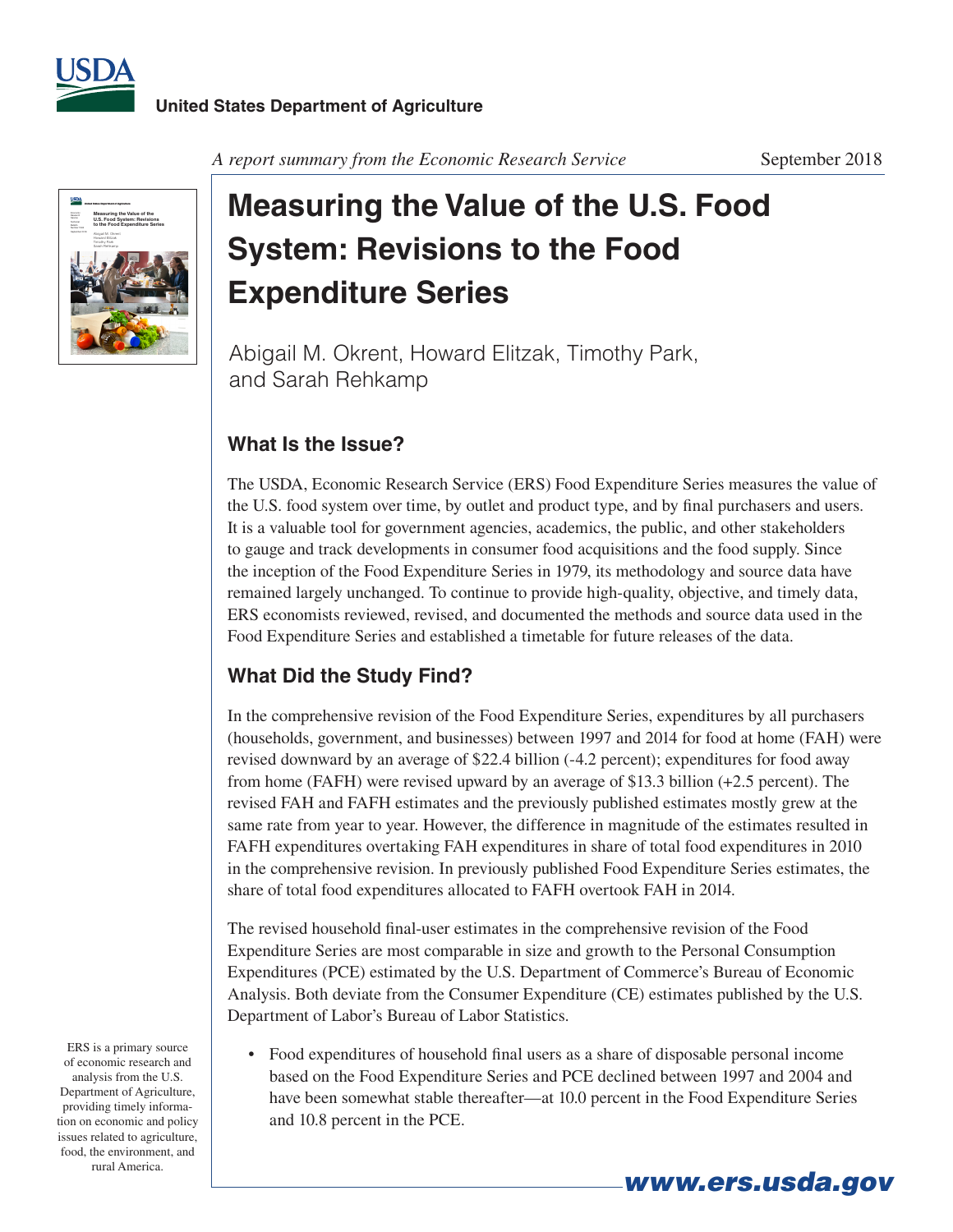United States Department of Agriculture

*A report summary from the Economic Research Service*

September 2018

# Measuring the Value of the U.S. Food System: Revisions to the Food Expenditure Series

Abigail M. Okrent, Howard Elitzak, Timothy Park, and Sarah Rehkamp

## What Is the Issue?

The USDA, Economic Research Service (ERS) Food Expenditure Series measures the value of the U.S. food system over time, by outlet and product type, and by final purchasers and users. It is a valuable tool for government agencies, academics, the public, and other stakeholders to gauge and track developments in consumer food acquisitions and the food supply. Since the inception of the Food Expenditure Series in 1979, its methodology and source data have remained largely unchanged. To continue to provide high-quality, objective, and timely data, ERS economists reviewed, revised, and documented the methods and source data used in the Food Expenditure Series and established a timetable for future releases of the data.

## What Did the Study Find?

In the comprehensive revision of the Food Expenditure Series, expenditures by all purchasers (households, government, and businesses) between 1997 and 2014 for food at home (FAH) were revised downward by an average of $22.4 billion (-4.2 percent); expenditures for food away from home (FAFH) were revised upward by an average of $13.3 billion (+2.5 percent). The revised FAH and FAFH estimates and the previously published estimates mostly grew at the same rate from year to year. However, the difference in magnitude of the estimates resulted in FAFH expenditures overtaking FAH expenditures in share of total food expenditures in 2010 in the comprehensive revision. In previously published Food Expenditure Series estimates, the share of total food expenditures allocated to FAFH overtook FAH in 2014.

The revised household final-user estimates in the comprehensive revision of the Food Expenditure Series are most comparable in size and growth to the Personal Consumption Expenditures (PCE) estimated by the U.S. Department of Commerce's Bureau of Economic Analysis. Both deviate from the Consumer Expenditure (CE) estimates published by the U.S. Department of Labor's Bureau of Labor Statistics.

- Food expenditures of household final users as a share of disposable personal income based on the Food Expenditure Series and PCE declined between 1997 and 2004 and have been somewhat stable thereafter—at 10.0 percent in the Food Expenditure Series and 10.8 percent in the PCE.

ERS is a primary source of economic research and analysis from the U.S. Department of Agriculture, providing timely information on economic and policy issues related to agriculture, food, the environment, and rural America.

www.ers.usda.gov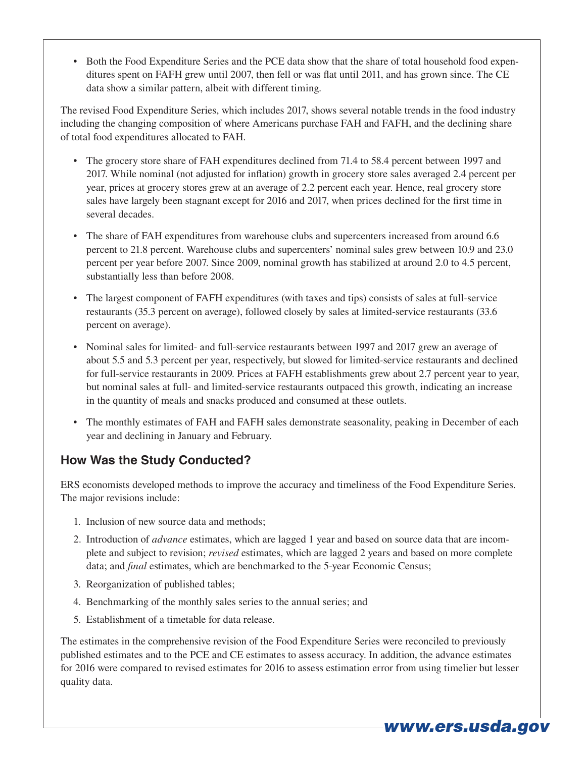- Both the Food Expenditure Series and the PCE data show that the share of total household food expenditures spent on FAFH grew until 2007, then fell or was flat until 2011, and has grown since. The CE data show a similar pattern, albeit with different timing.

The revised Food Expenditure Series, which includes 2017, shows several notable trends in the food industry including the changing composition of where Americans purchase FAH and FAFH, and the declining share of total food expenditures allocated to FAH.

- The grocery store share of FAH expenditures declined from 71.4 to 58.4 percent between 1997 and 2017. While nominal (not adjusted for inflation) growth in grocery store sales averaged 2.4 percent per year, prices at grocery stores grew at an average of 2.2 percent each year. Hence, real grocery store sales have largely been stagnant except for 2016 and 2017, when prices declined for the first time in several decades.
- The share of FAH expenditures from warehouse clubs and supercenters increased from around 6.6 percent to 21.8 percent. Warehouse clubs and supercenters' nominal sales grew between 10.9 and 23.0 percent per year before 2007. Since 2009, nominal growth has stabilized at around 2.0 to 4.5 percent, substantially less than before 2008.
- The largest component of FAFH expenditures (with taxes and tips) consists of sales at full-service restaurants (35.3 percent on average), followed closely by sales at limited-service restaurants (33.6 percent on average).
- Nominal sales for limited- and full-service restaurants between 1997 and 2017 grew an average of about 5.5 and 5.3 percent per year, respectively, but slowed for limited-service restaurants and declined for full-service restaurants in 2009. Prices at FAFH establishments grew about 2.7 percent year to year, but nominal sales at full- and limited-service restaurants outpaced this growth, indicating an increase in the quantity of meals and snacks produced and consumed at these outlets.
- The monthly estimates of FAH and FAFH sales demonstrate seasonality, peaking in December of each year and declining in January and February.

## How Was the Study Conducted?

ERS economists developed methods to improve the accuracy and timeliness of the Food Expenditure Series. The major revisions include:

1. Inclusion of new source data and methods;
2. Introduction of *advance* estimates, which are lagged 1 year and based on source data that are incomplete and subject to revision; *revised* estimates, which are lagged 2 years and based on more complete data; and *final* estimates, which are benchmarked to the 5-year Economic Census;
3. Reorganization of published tables;
4. Benchmarking of the monthly sales series to the annual series; and
5. Establishment of a timetable for data release.

The estimates in the comprehensive revision of the Food Expenditure Series were reconciled to previously published estimates and to the PCE and CE estimates to assess accuracy. In addition, the advance estimates for 2016 were compared to revised estimates for 2016 to assess estimation error from using timelier but lesser quality data.